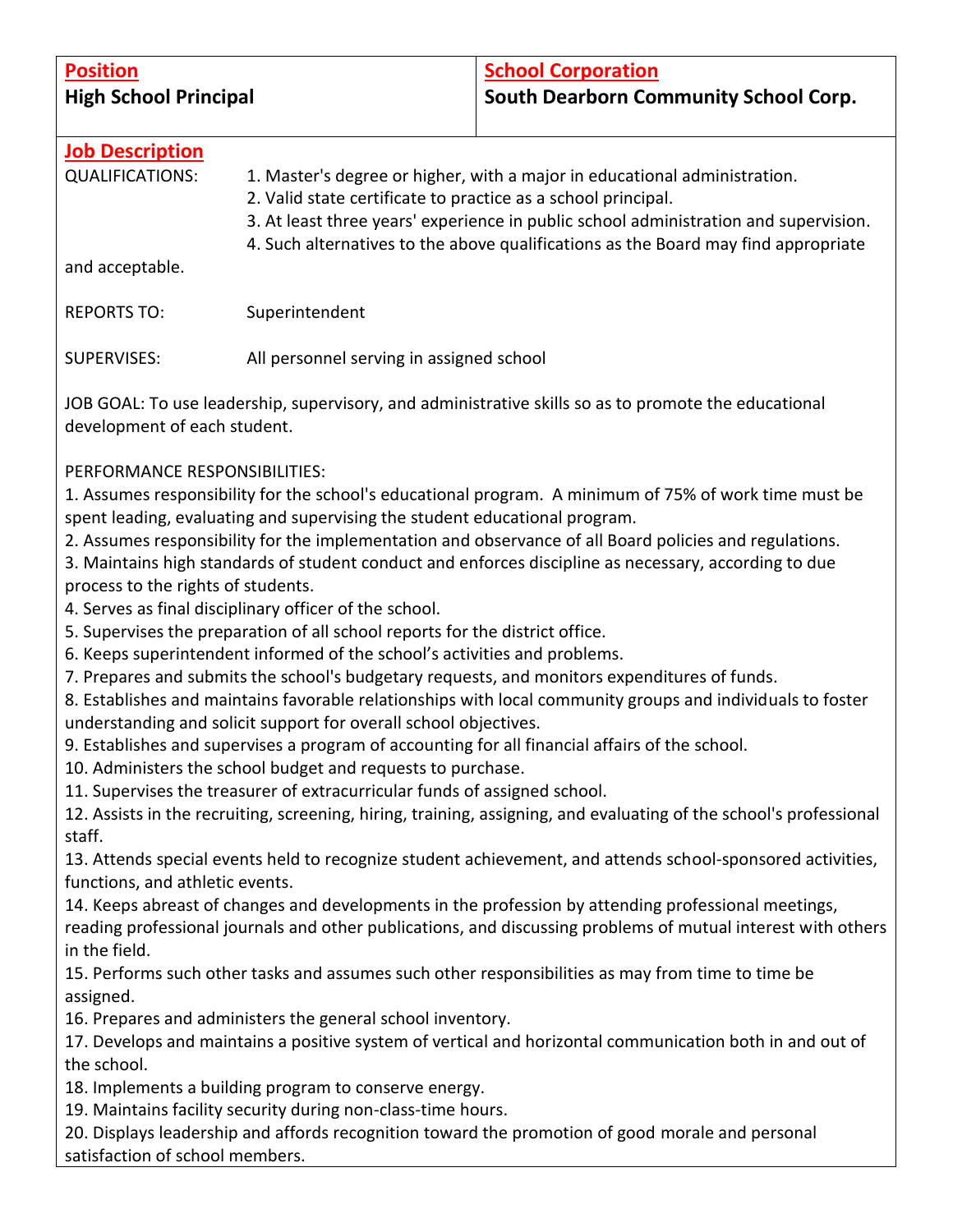| **Position** | **School Corporation** |
| --- | --- |
| **High School Principal** | **South Dearborn Community School Corp.** |

## Job Description

QUALIFICATIONS:

1. Master's degree or higher, with a major in educational administration.
2. Valid state certificate to practice as a school principal.
3. At least three years' experience in public school administration and supervision.
4. Such alternatives to the above qualifications as the Board may find appropriate and acceptable.

REPORTS TO: Superintendent

SUPERVISES: All personnel serving in assigned school

JOB GOAL: To use leadership, supervisory, and administrative skills so as to promote the educational development of each student.

PERFORMANCE RESPONSIBILITIES:

1. Assumes responsibility for the school's educational program. A minimum of 75% of work time must be spent leading, evaluating and supervising the student educational program.
2. Assumes responsibility for the implementation and observance of all Board policies and regulations.
3. Maintains high standards of student conduct and enforces discipline as necessary, according to due process to the rights of students.
4. Serves as final disciplinary officer of the school.
5. Supervises the preparation of all school reports for the district office.
6. Keeps superintendent informed of the school's activities and problems.
7. Prepares and submits the school's budgetary requests, and monitors expenditures of funds.
8. Establishes and maintains favorable relationships with local community groups and individuals to foster understanding and solicit support for overall school objectives.
9. Establishes and supervises a program of accounting for all financial affairs of the school.
10. Administers the school budget and requests to purchase.
11. Supervises the treasurer of extracurricular funds of assigned school.
12. Assists in the recruiting, screening, hiring, training, assigning, and evaluating of the school's professional staff.
13. Attends special events held to recognize student achievement, and attends school-sponsored activities, functions, and athletic events.
14. Keeps abreast of changes and developments in the profession by attending professional meetings, reading professional journals and other publications, and discussing problems of mutual interest with others in the field.
15. Performs such other tasks and assumes such other responsibilities as may from time to time be assigned.
16. Prepares and administers the general school inventory.
17. Develops and maintains a positive system of vertical and horizontal communication both in and out of the school.
18. Implements a building program to conserve energy.
19. Maintains facility security during non-class-time hours.
20. Displays leadership and affords recognition toward the promotion of good morale and personal satisfaction of school members.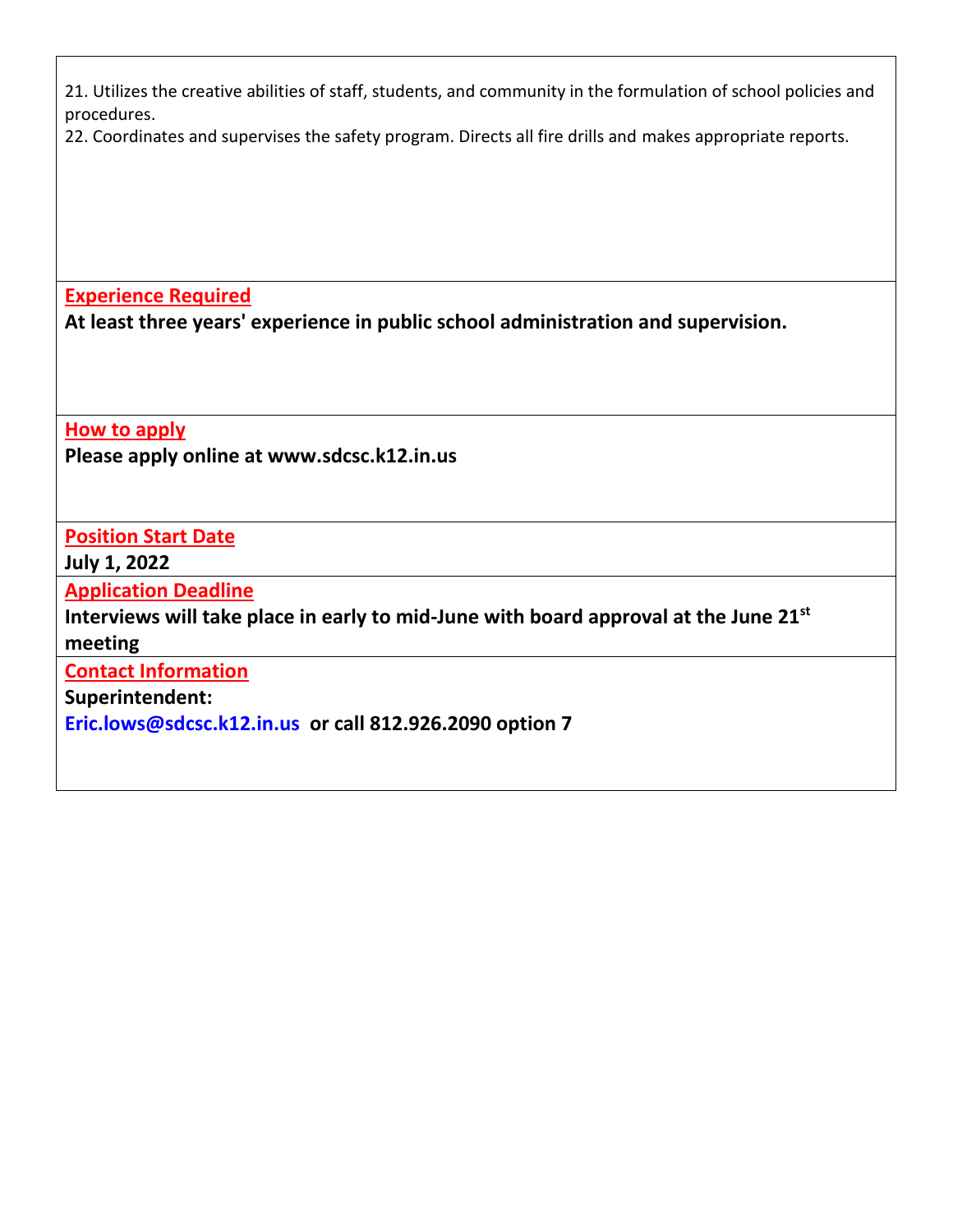21. Utilizes the creative abilities of staff, students, and community in the formulation of school policies and procedures.
22. Coordinates and supervises the safety program. Directs all fire drills and makes appropriate reports.

## Experience Required

**At least three years' experience in public school administration and supervision.**

## How to apply

**Please apply online at www.sdcsc.k12.in.us**

## Position Start Date

**July 1, 2022**

## Application Deadline

**Interviews will take place in early to mid-June with board approval at the June 21st meeting**

## Contact Information

**Superintendent:**

**Eric.lows@sdcsc.k12.in.us or call 812.926.2090 option 7**